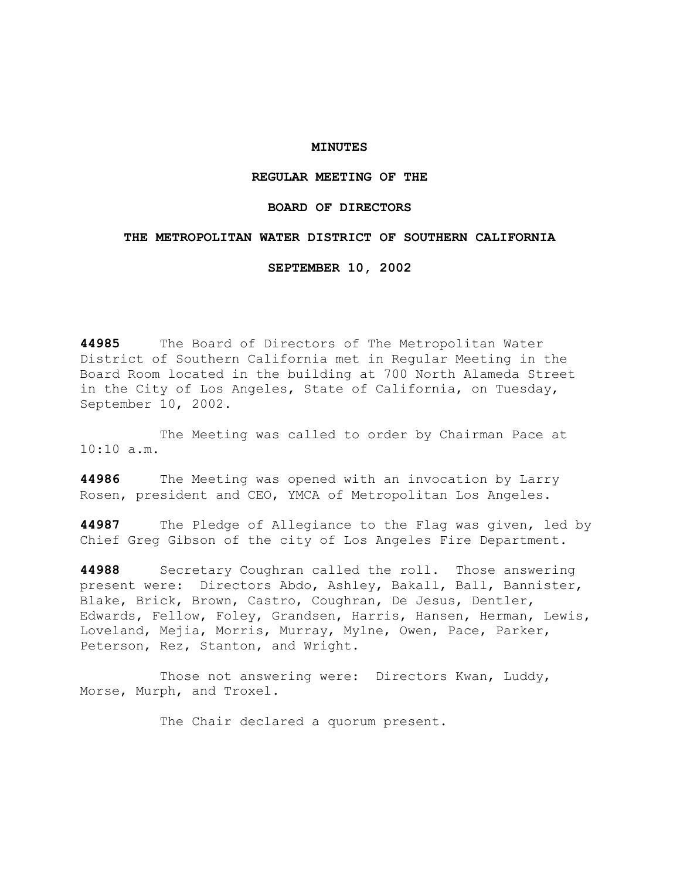# MINUTES

## REGULAR MEETING OF THE

## BOARD OF DIRECTORS

## THE METROPOLITAN WATER DISTRICT OF SOUTHERN CALIFORNIA

## SEPTEMBER 10, 2002

**44985** The Board of Directors of The Metropolitan Water District of Southern California met in Regular Meeting in the Board Room located in the building at 700 North Alameda Street in the City of Los Angeles, State of California, on Tuesday, September 10, 2002.

The Meeting was called to order by Chairman Pace at 10:10 a.m.

**44986** The Meeting was opened with an invocation by Larry Rosen, president and CEO, YMCA of Metropolitan Los Angeles.

**44987** The Pledge of Allegiance to the Flag was given, led by Chief Greg Gibson of the city of Los Angeles Fire Department.

**44988** Secretary Coughran called the roll. Those answering present were: Directors Abdo, Ashley, Bakall, Ball, Bannister, Blake, Brick, Brown, Castro, Coughran, De Jesus, Dentler, Edwards, Fellow, Foley, Grandsen, Harris, Hansen, Herman, Lewis, Loveland, Mejia, Morris, Murray, Mylne, Owen, Pace, Parker, Peterson, Rez, Stanton, and Wright.

Those not answering were: Directors Kwan, Luddy, Morse, Murph, and Troxel.

The Chair declared a quorum present.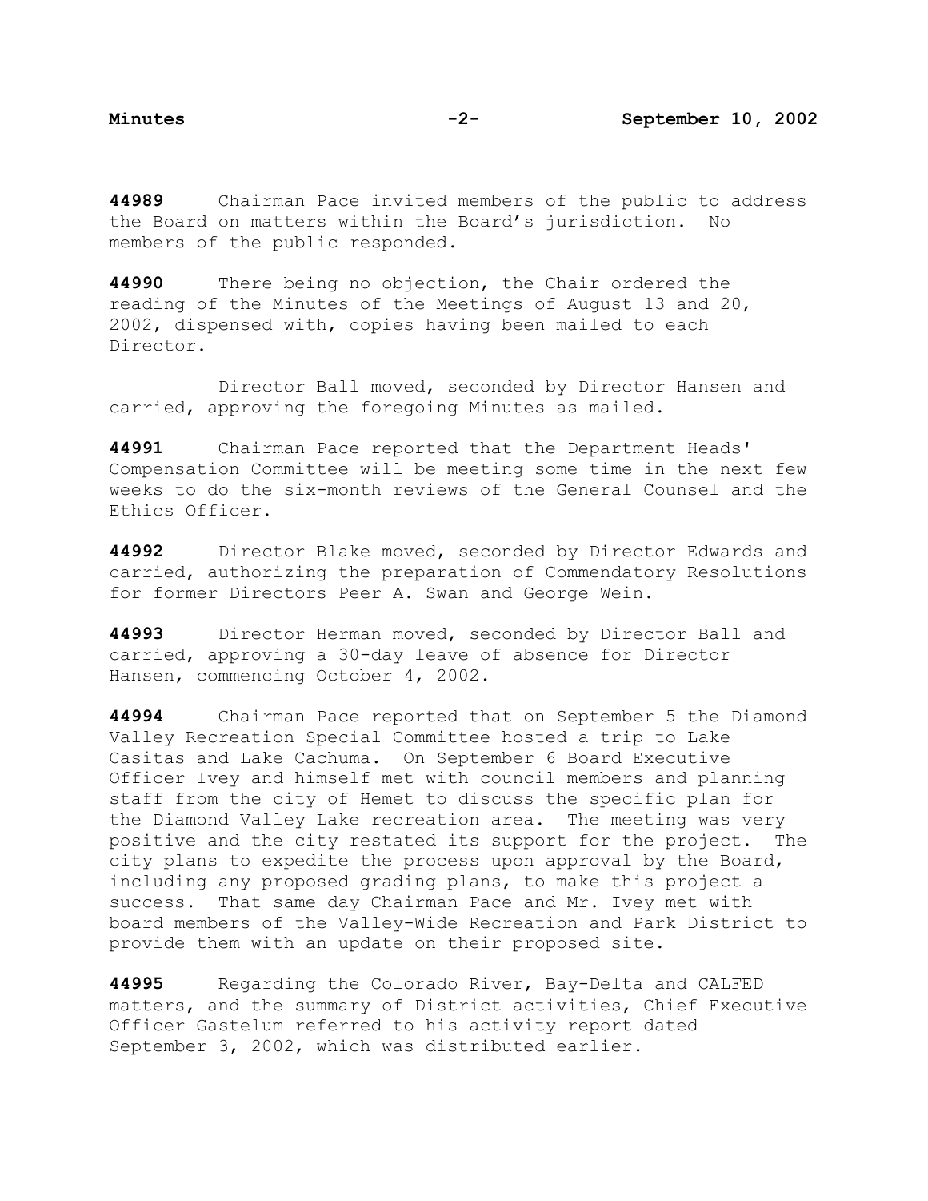**44989** Chairman Pace invited members of the public to address the Board on matters within the Board's jurisdiction. No members of the public responded.

**44990** There being no objection, the Chair ordered the reading of the Minutes of the Meetings of August 13 and 20, 2002, dispensed with, copies having been mailed to each Director.

Director Ball moved, seconded by Director Hansen and carried, approving the foregoing Minutes as mailed.

**44991** Chairman Pace reported that the Department Heads' Compensation Committee will be meeting some time in the next few weeks to do the six-month reviews of the General Counsel and the Ethics Officer.

**44992** Director Blake moved, seconded by Director Edwards and carried, authorizing the preparation of Commendatory Resolutions for former Directors Peer A. Swan and George Wein.

**44993** Director Herman moved, seconded by Director Ball and carried, approving a 30-day leave of absence for Director Hansen, commencing October 4, 2002.

**44994** Chairman Pace reported that on September 5 the Diamond Valley Recreation Special Committee hosted a trip to Lake Casitas and Lake Cachuma. On September 6 Board Executive Officer Ivey and himself met with council members and planning staff from the city of Hemet to discuss the specific plan for the Diamond Valley Lake recreation area. The meeting was very positive and the city restated its support for the project. The city plans to expedite the process upon approval by the Board, including any proposed grading plans, to make this project a success. That same day Chairman Pace and Mr. Ivey met with board members of the Valley-Wide Recreation and Park District to provide them with an update on their proposed site.

**44995** Regarding the Colorado River, Bay-Delta and CALFED matters, and the summary of District activities, Chief Executive Officer Gastelum referred to his activity report dated September 3, 2002, which was distributed earlier.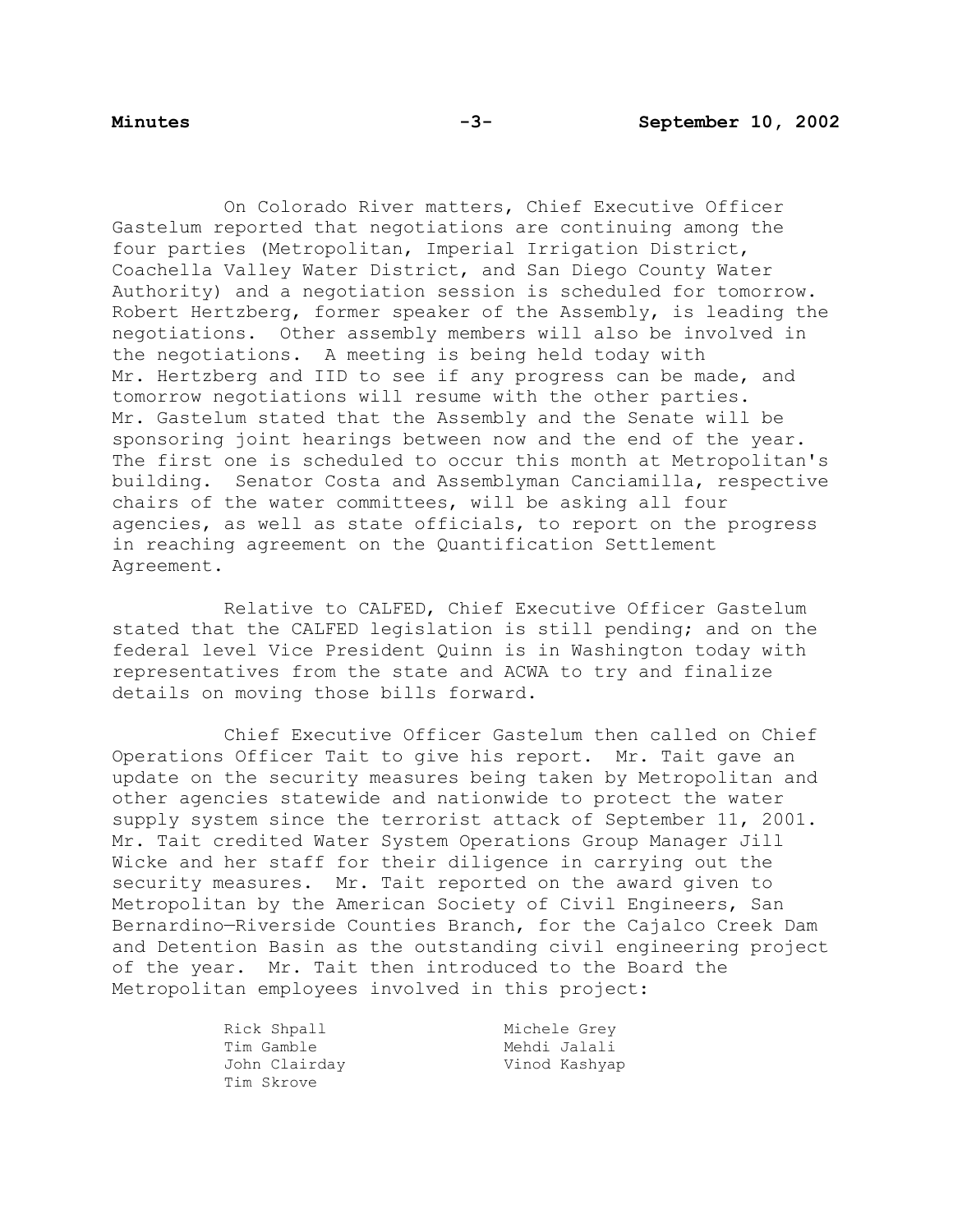On Colorado River matters, Chief Executive Officer Gastelum reported that negotiations are continuing among the four parties (Metropolitan, Imperial Irrigation District, Coachella Valley Water District, and San Diego County Water Authority) and a negotiation session is scheduled for tomorrow. Robert Hertzberg, former speaker of the Assembly, is leading the negotiations. Other assembly members will also be involved in the negotiations. A meeting is being held today with Mr. Hertzberg and IID to see if any progress can be made, and tomorrow negotiations will resume with the other parties. Mr. Gastelum stated that the Assembly and the Senate will be sponsoring joint hearings between now and the end of the year. The first one is scheduled to occur this month at Metropolitan's building. Senator Costa and Assemblyman Canciamilla, respective chairs of the water committees, will be asking all four agencies, as well as state officials, to report on the progress in reaching agreement on the Quantification Settlement Agreement.

Relative to CALFED, Chief Executive Officer Gastelum stated that the CALFED legislation is still pending; and on the federal level Vice President Quinn is in Washington today with representatives from the state and ACWA to try and finalize details on moving those bills forward.

Chief Executive Officer Gastelum then called on Chief Operations Officer Tait to give his report. Mr. Tait gave an update on the security measures being taken by Metropolitan and other agencies statewide and nationwide to protect the water supply system since the terrorist attack of September 11, 2001. Mr. Tait credited Water System Operations Group Manager Jill Wicke and her staff for their diligence in carrying out the security measures. Mr. Tait reported on the award given to Metropolitan by the American Society of Civil Engineers, San Bernardino—Riverside Counties Branch, for the Cajalco Creek Dam and Detention Basin as the outstanding civil engineering project of the year. Mr. Tait then introduced to the Board the Metropolitan employees involved in this project:

Rick Shpall
Tim Gamble
John Clairday
Tim Skrove
Michele Grey
Mehdi Jalali
Vinod Kashyap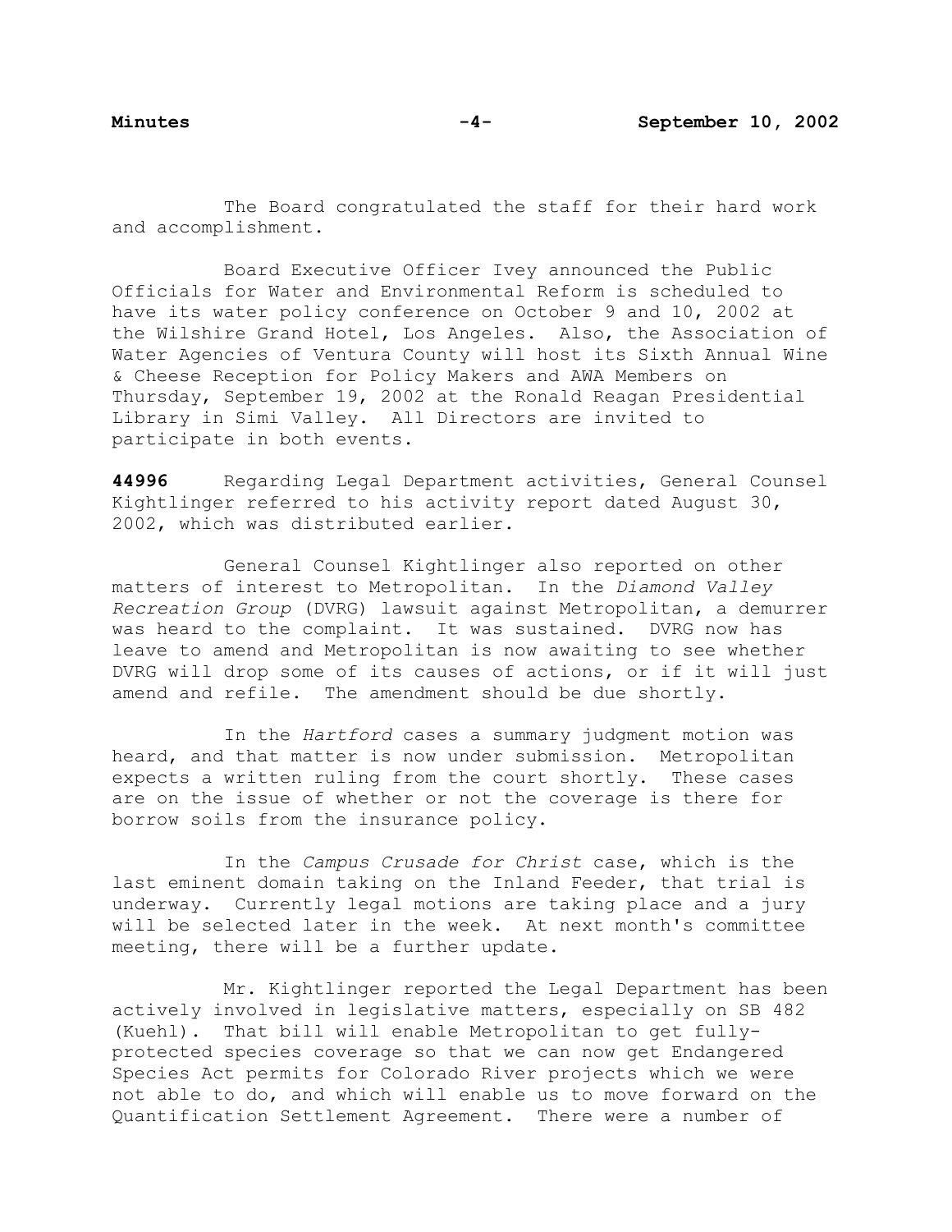The Board congratulated the staff for their hard work and accomplishment.

Board Executive Officer Ivey announced the Public Officials for Water and Environmental Reform is scheduled to have its water policy conference on October 9 and 10, 2002 at the Wilshire Grand Hotel, Los Angeles. Also, the Association of Water Agencies of Ventura County will host its Sixth Annual Wine & Cheese Reception for Policy Makers and AWA Members on Thursday, September 19, 2002 at the Ronald Reagan Presidential Library in Simi Valley. All Directors are invited to participate in both events.

**44996** Regarding Legal Department activities, General Counsel Kightlinger referred to his activity report dated August 30, 2002, which was distributed earlier.

General Counsel Kightlinger also reported on other matters of interest to Metropolitan. In the *Diamond Valley Recreation Group* (DVRG) lawsuit against Metropolitan, a demurrer was heard to the complaint. It was sustained. DVRG now has leave to amend and Metropolitan is now awaiting to see whether DVRG will drop some of its causes of actions, or if it will just amend and refile. The amendment should be due shortly.

In the *Hartford* cases a summary judgment motion was heard, and that matter is now under submission. Metropolitan expects a written ruling from the court shortly. These cases are on the issue of whether or not the coverage is there for borrow soils from the insurance policy.

In the *Campus Crusade for Christ* case, which is the last eminent domain taking on the Inland Feeder, that trial is underway. Currently legal motions are taking place and a jury will be selected later in the week. At next month's committee meeting, there will be a further update.

Mr. Kightlinger reported the Legal Department has been actively involved in legislative matters, especially on SB 482 (Kuehl). That bill will enable Metropolitan to get fully-protected species coverage so that we can now get Endangered Species Act permits for Colorado River projects which we were not able to do, and which will enable us to move forward on the Quantification Settlement Agreement. There were a number of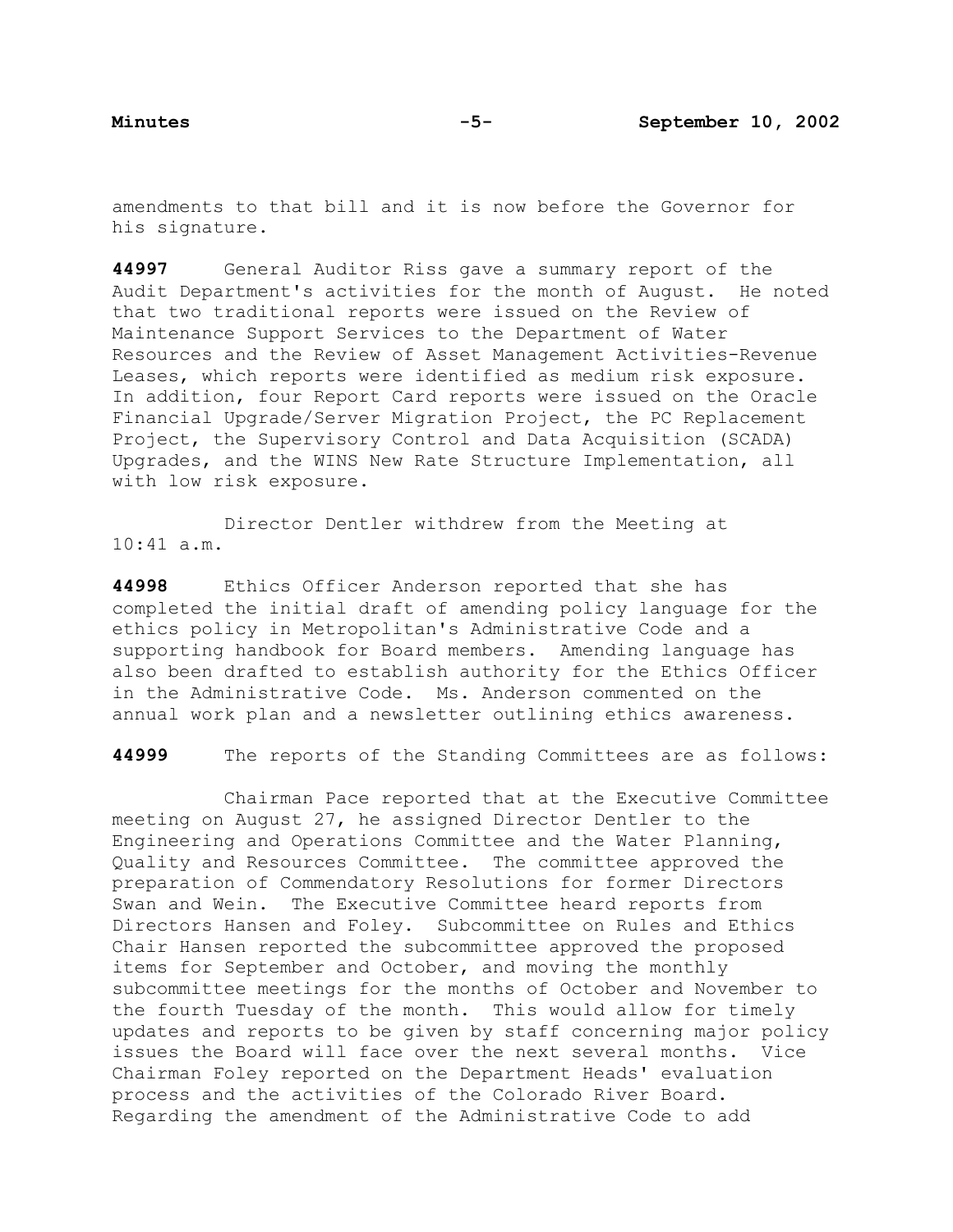amendments to that bill and it is now before the Governor for his signature.

**44997** General Auditor Riss gave a summary report of the Audit Department's activities for the month of August. He noted that two traditional reports were issued on the Review of Maintenance Support Services to the Department of Water Resources and the Review of Asset Management Activities-Revenue Leases, which reports were identified as medium risk exposure. In addition, four Report Card reports were issued on the Oracle Financial Upgrade/Server Migration Project, the PC Replacement Project, the Supervisory Control and Data Acquisition (SCADA) Upgrades, and the WINS New Rate Structure Implementation, all with low risk exposure.

Director Dentler withdrew from the Meeting at 10:41 a.m.

**44998** Ethics Officer Anderson reported that she has completed the initial draft of amending policy language for the ethics policy in Metropolitan's Administrative Code and a supporting handbook for Board members. Amending language has also been drafted to establish authority for the Ethics Officer in the Administrative Code. Ms. Anderson commented on the annual work plan and a newsletter outlining ethics awareness.

**44999** The reports of the Standing Committees are as follows:

Chairman Pace reported that at the Executive Committee meeting on August 27, he assigned Director Dentler to the Engineering and Operations Committee and the Water Planning, Quality and Resources Committee. The committee approved the preparation of Commendatory Resolutions for former Directors Swan and Wein. The Executive Committee heard reports from Directors Hansen and Foley. Subcommittee on Rules and Ethics Chair Hansen reported the subcommittee approved the proposed items for September and October, and moving the monthly subcommittee meetings for the months of October and November to the fourth Tuesday of the month. This would allow for timely updates and reports to be given by staff concerning major policy issues the Board will face over the next several months. Vice Chairman Foley reported on the Department Heads' evaluation process and the activities of the Colorado River Board. Regarding the amendment of the Administrative Code to add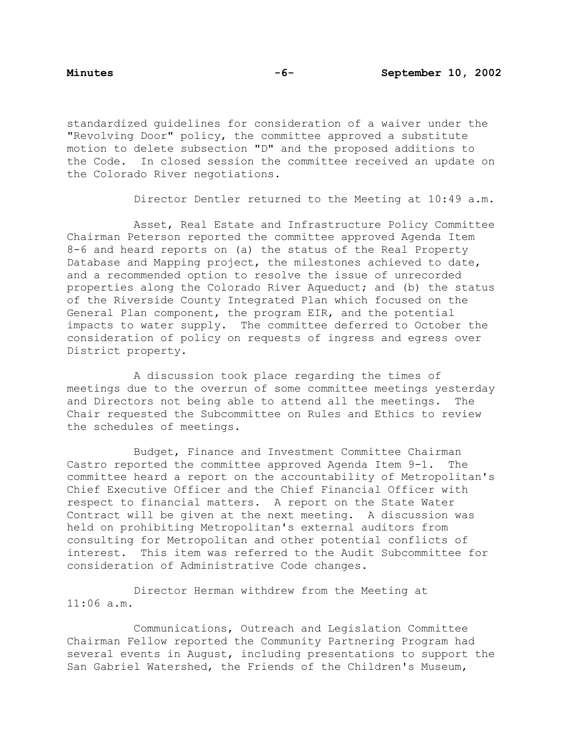standardized guidelines for consideration of a waiver under the "Revolving Door" policy, the committee approved a substitute motion to delete subsection "D" and the proposed additions to the Code. In closed session the committee received an update on the Colorado River negotiations.

Director Dentler returned to the Meeting at 10:49 a.m.

Asset, Real Estate and Infrastructure Policy Committee Chairman Peterson reported the committee approved Agenda Item 8-6 and heard reports on (a) the status of the Real Property Database and Mapping project, the milestones achieved to date, and a recommended option to resolve the issue of unrecorded properties along the Colorado River Aqueduct; and (b) the status of the Riverside County Integrated Plan which focused on the General Plan component, the program EIR, and the potential impacts to water supply. The committee deferred to October the consideration of policy on requests of ingress and egress over District property.

A discussion took place regarding the times of meetings due to the overrun of some committee meetings yesterday and Directors not being able to attend all the meetings. The Chair requested the Subcommittee on Rules and Ethics to review the schedules of meetings.

Budget, Finance and Investment Committee Chairman Castro reported the committee approved Agenda Item 9-1. The committee heard a report on the accountability of Metropolitan's Chief Executive Officer and the Chief Financial Officer with respect to financial matters. A report on the State Water Contract will be given at the next meeting. A discussion was held on prohibiting Metropolitan's external auditors from consulting for Metropolitan and other potential conflicts of interest. This item was referred to the Audit Subcommittee for consideration of Administrative Code changes.

Director Herman withdrew from the Meeting at 11:06 a.m.

Communications, Outreach and Legislation Committee Chairman Fellow reported the Community Partnering Program had several events in August, including presentations to support the San Gabriel Watershed, the Friends of the Children's Museum,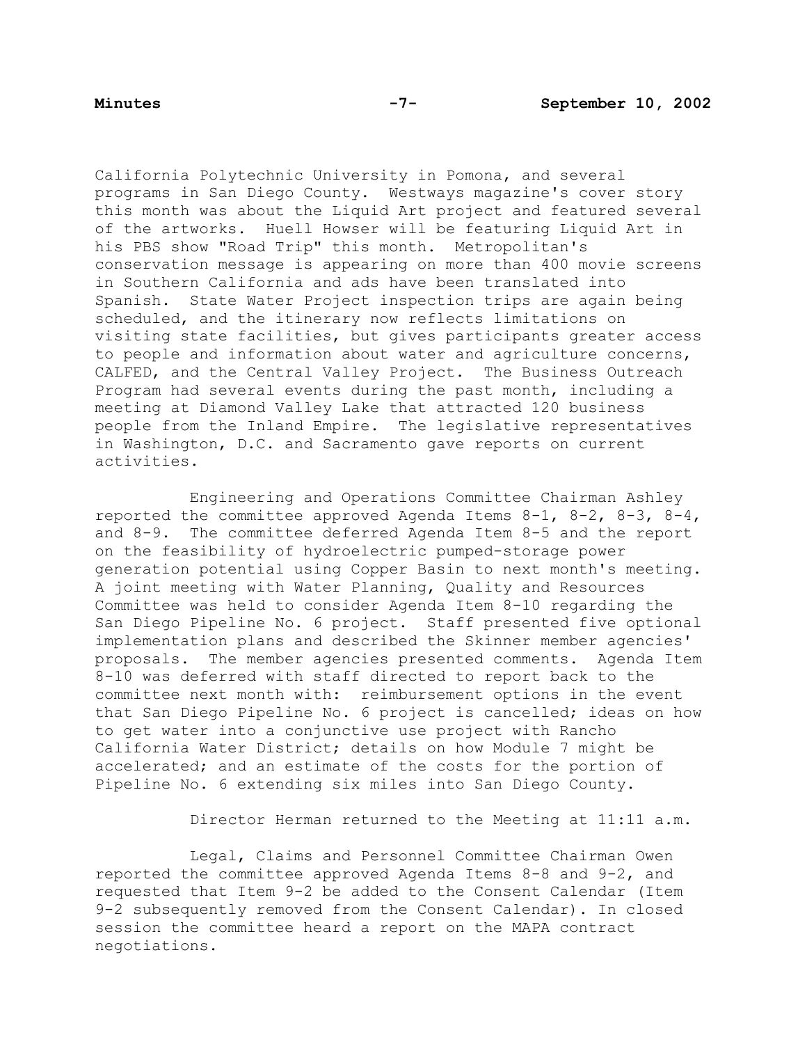California Polytechnic University in Pomona, and several programs in San Diego County. Westways magazine's cover story this month was about the Liquid Art project and featured several of the artworks. Huell Howser will be featuring Liquid Art in his PBS show "Road Trip" this month. Metropolitan's conservation message is appearing on more than 400 movie screens in Southern California and ads have been translated into Spanish. State Water Project inspection trips are again being scheduled, and the itinerary now reflects limitations on visiting state facilities, but gives participants greater access to people and information about water and agriculture concerns, CALFED, and the Central Valley Project. The Business Outreach Program had several events during the past month, including a meeting at Diamond Valley Lake that attracted 120 business people from the Inland Empire. The legislative representatives in Washington, D.C. and Sacramento gave reports on current activities.

Engineering and Operations Committee Chairman Ashley reported the committee approved Agenda Items 8-1, 8-2, 8-3, 8-4, and 8-9. The committee deferred Agenda Item 8-5 and the report on the feasibility of hydroelectric pumped-storage power generation potential using Copper Basin to next month's meeting. A joint meeting with Water Planning, Quality and Resources Committee was held to consider Agenda Item 8-10 regarding the San Diego Pipeline No. 6 project. Staff presented five optional implementation plans and described the Skinner member agencies' proposals. The member agencies presented comments. Agenda Item 8-10 was deferred with staff directed to report back to the committee next month with: reimbursement options in the event that San Diego Pipeline No. 6 project is cancelled; ideas on how to get water into a conjunctive use project with Rancho California Water District; details on how Module 7 might be accelerated; and an estimate of the costs for the portion of Pipeline No. 6 extending six miles into San Diego County.

Director Herman returned to the Meeting at 11:11 a.m.

Legal, Claims and Personnel Committee Chairman Owen reported the committee approved Agenda Items 8-8 and 9-2, and requested that Item 9-2 be added to the Consent Calendar (Item 9-2 subsequently removed from the Consent Calendar). In closed session the committee heard a report on the MAPA contract negotiations.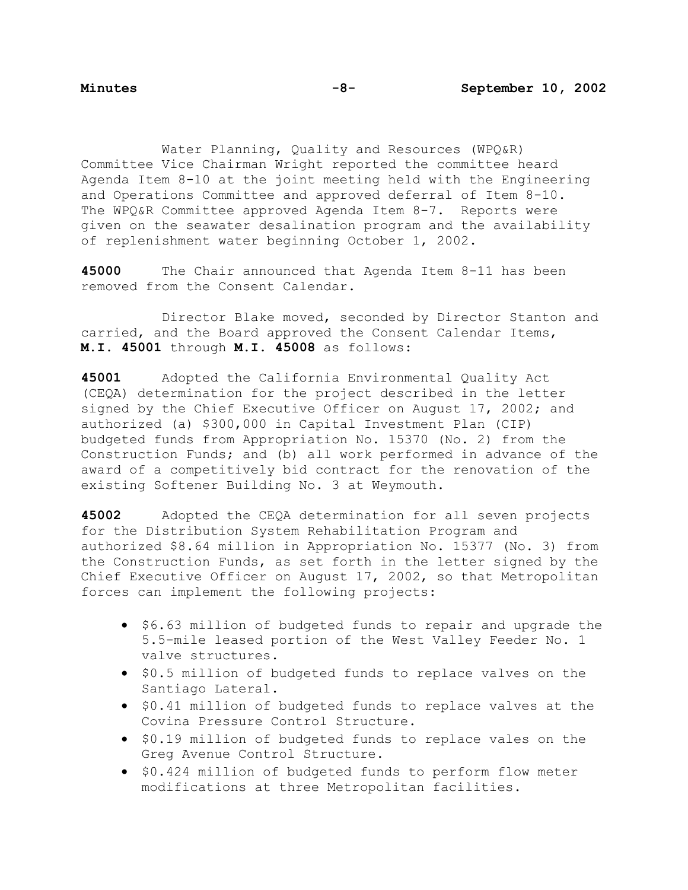Water Planning, Quality and Resources (WPQ&R) Committee Vice Chairman Wright reported the committee heard Agenda Item 8-10 at the joint meeting held with the Engineering and Operations Committee and approved deferral of Item 8-10. The WPQ&R Committee approved Agenda Item 8-7. Reports were given on the seawater desalination program and the availability of replenishment water beginning October 1, 2002.

**45000** The Chair announced that Agenda Item 8-11 has been removed from the Consent Calendar.

Director Blake moved, seconded by Director Stanton and carried, and the Board approved the Consent Calendar Items, **M.I. 45001** through **M.I. 45008** as follows:

**45001** Adopted the California Environmental Quality Act (CEQA) determination for the project described in the letter signed by the Chief Executive Officer on August 17, 2002; and authorized (a) $300,000 in Capital Investment Plan (CIP) budgeted funds from Appropriation No. 15370 (No. 2) from the Construction Funds; and (b) all work performed in advance of the award of a competitively bid contract for the renovation of the existing Softener Building No. 3 at Weymouth.

**45002** Adopted the CEQA determination for all seven projects for the Distribution System Rehabilitation Program and authorized $8.64 million in Appropriation No. 15377 (No. 3) from the Construction Funds, as set forth in the letter signed by the Chief Executive Officer on August 17, 2002, so that Metropolitan forces can implement the following projects:

- $6.63 million of budgeted funds to repair and upgrade the 5.5-mile leased portion of the West Valley Feeder No. 1 valve structures.
- $0.5 million of budgeted funds to replace valves on the Santiago Lateral.
- $0.41 million of budgeted funds to replace valves at the Covina Pressure Control Structure.
- $0.19 million of budgeted funds to replace vales on the Greg Avenue Control Structure.
- $0.424 million of budgeted funds to perform flow meter modifications at three Metropolitan facilities.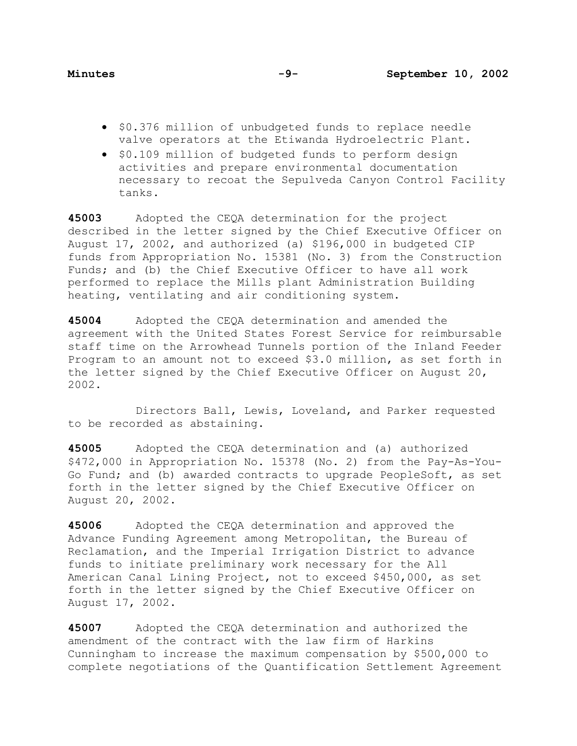- $0.376 million of unbudgeted funds to replace needle valve operators at the Etiwanda Hydroelectric Plant.
- $0.109 million of budgeted funds to perform design activities and prepare environmental documentation necessary to recoat the Sepulveda Canyon Control Facility tanks.

**45003** Adopted the CEQA determination for the project described in the letter signed by the Chief Executive Officer on August 17, 2002, and authorized (a) $196,000 in budgeted CIP funds from Appropriation No. 15381 (No. 3) from the Construction Funds; and (b) the Chief Executive Officer to have all work performed to replace the Mills plant Administration Building heating, ventilating and air conditioning system.

**45004** Adopted the CEQA determination and amended the agreement with the United States Forest Service for reimbursable staff time on the Arrowhead Tunnels portion of the Inland Feeder Program to an amount not to exceed $3.0 million, as set forth in the letter signed by the Chief Executive Officer on August 20, 2002.

Directors Ball, Lewis, Loveland, and Parker requested to be recorded as abstaining.

**45005** Adopted the CEQA determination and (a) authorized $472,000 in Appropriation No. 15378 (No. 2) from the Pay-As-You-Go Fund; and (b) awarded contracts to upgrade PeopleSoft, as set forth in the letter signed by the Chief Executive Officer on August 20, 2002.

**45006** Adopted the CEQA determination and approved the Advance Funding Agreement among Metropolitan, the Bureau of Reclamation, and the Imperial Irrigation District to advance funds to initiate preliminary work necessary for the All American Canal Lining Project, not to exceed $450,000, as set forth in the letter signed by the Chief Executive Officer on August 17, 2002.

**45007** Adopted the CEQA determination and authorized the amendment of the contract with the law firm of Harkins Cunningham to increase the maximum compensation by $500,000 to complete negotiations of the Quantification Settlement Agreement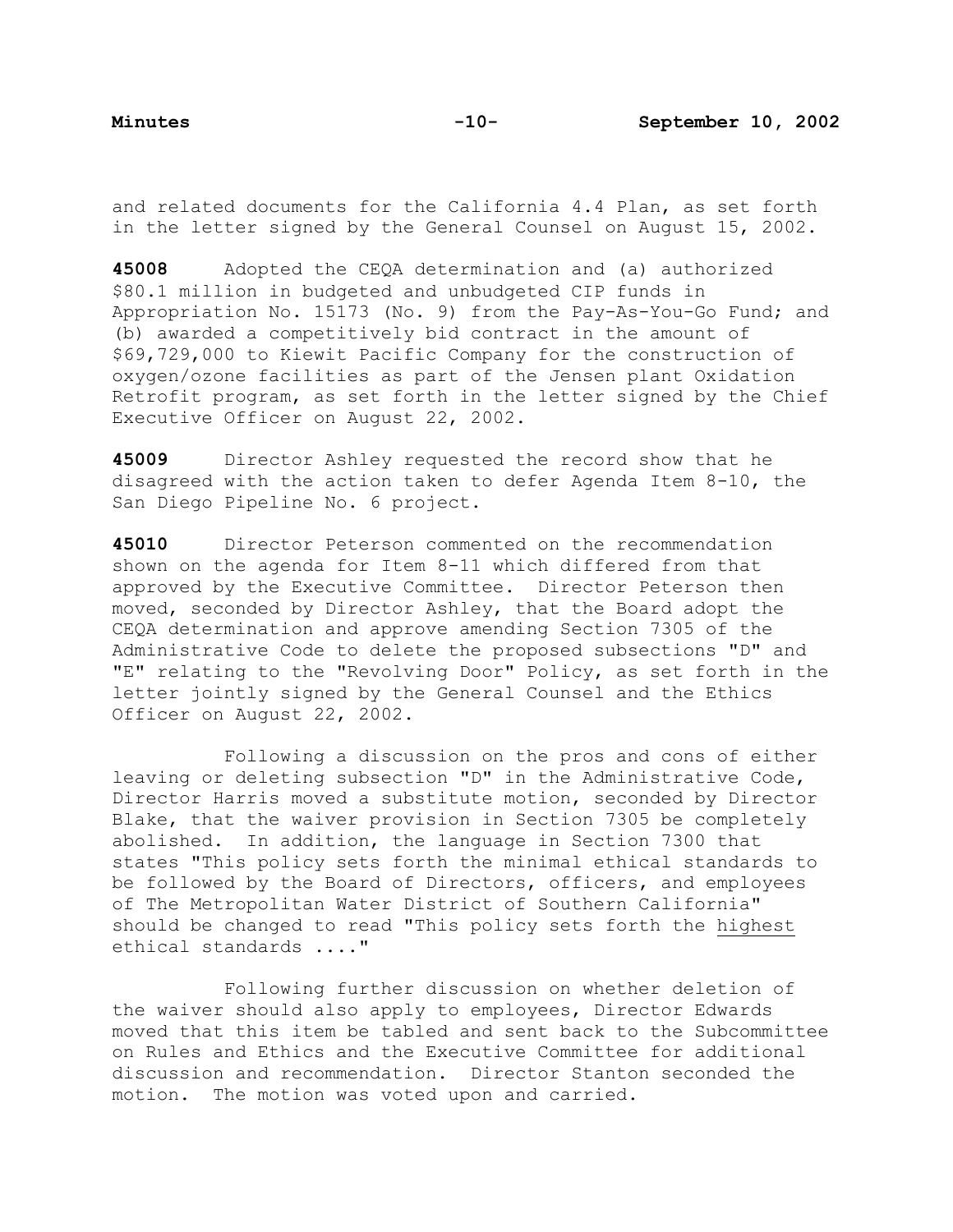and related documents for the California 4.4 Plan, as set forth in the letter signed by the General Counsel on August 15, 2002.

**45008** Adopted the CEQA determination and (a) authorized $80.1 million in budgeted and unbudgeted CIP funds in Appropriation No. 15173 (No. 9) from the Pay-As-You-Go Fund; and (b) awarded a competitively bid contract in the amount of $69,729,000 to Kiewit Pacific Company for the construction of oxygen/ozone facilities as part of the Jensen plant Oxidation Retrofit program, as set forth in the letter signed by the Chief Executive Officer on August 22, 2002.

**45009** Director Ashley requested the record show that he disagreed with the action taken to defer Agenda Item 8-10, the San Diego Pipeline No. 6 project.

**45010** Director Peterson commented on the recommendation shown on the agenda for Item 8-11 which differed from that approved by the Executive Committee. Director Peterson then moved, seconded by Director Ashley, that the Board adopt the CEQA determination and approve amending Section 7305 of the Administrative Code to delete the proposed subsections "D" and "E" relating to the "Revolving Door" Policy, as set forth in the letter jointly signed by the General Counsel and the Ethics Officer on August 22, 2002.

Following a discussion on the pros and cons of either leaving or deleting subsection "D" in the Administrative Code, Director Harris moved a substitute motion, seconded by Director Blake, that the waiver provision in Section 7305 be completely abolished. In addition, the language in Section 7300 that states "This policy sets forth the minimal ethical standards to be followed by the Board of Directors, officers, and employees of The Metropolitan Water District of Southern California" should be changed to read "This policy sets forth the <u>highest</u> ethical standards ...."

Following further discussion on whether deletion of the waiver should also apply to employees, Director Edwards moved that this item be tabled and sent back to the Subcommittee on Rules and Ethics and the Executive Committee for additional discussion and recommendation. Director Stanton seconded the motion. The motion was voted upon and carried.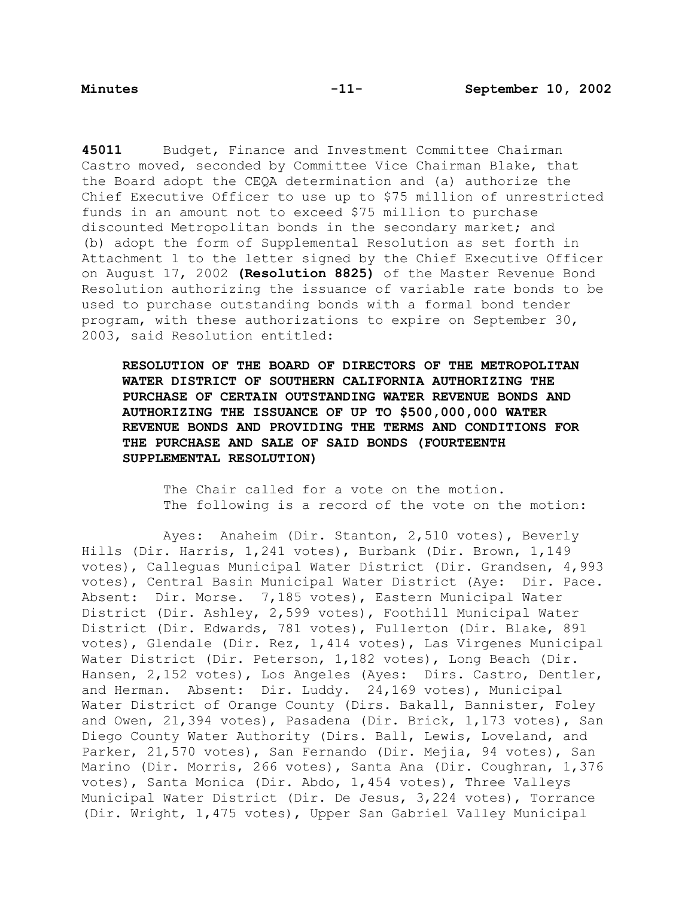**45011** Budget, Finance and Investment Committee Chairman Castro moved, seconded by Committee Vice Chairman Blake, that the Board adopt the CEQA determination and (a) authorize the Chief Executive Officer to use up to $75 million of unrestricted funds in an amount not to exceed $75 million to purchase discounted Metropolitan bonds in the secondary market; and (b) adopt the form of Supplemental Resolution as set forth in Attachment 1 to the letter signed by the Chief Executive Officer on August 17, 2002 **(Resolution 8825)** of the Master Revenue Bond Resolution authorizing the issuance of variable rate bonds to be used to purchase outstanding bonds with a formal bond tender program, with these authorizations to expire on September 30, 2003, said Resolution entitled:

> **RESOLUTION OF THE BOARD OF DIRECTORS OF THE METROPOLITAN WATER DISTRICT OF SOUTHERN CALIFORNIA AUTHORIZING THE PURCHASE OF CERTAIN OUTSTANDING WATER REVENUE BONDS AND AUTHORIZING THE ISSUANCE OF UP TO $500,000,000 WATER REVENUE BONDS AND PROVIDING THE TERMS AND CONDITIONS FOR THE PURCHASE AND SALE OF SAID BONDS (FOURTEENTH SUPPLEMENTAL RESOLUTION)**

The Chair called for a vote on the motion.
The following is a record of the vote on the motion:

Ayes: Anaheim (Dir. Stanton, 2,510 votes), Beverly Hills (Dir. Harris, 1,241 votes), Burbank (Dir. Brown, 1,149 votes), Calleguas Municipal Water District (Dir. Grandsen, 4,993 votes), Central Basin Municipal Water District (Aye: Dir. Pace. Absent: Dir. Morse. 7,185 votes), Eastern Municipal Water District (Dir. Ashley, 2,599 votes), Foothill Municipal Water District (Dir. Edwards, 781 votes), Fullerton (Dir. Blake, 891 votes), Glendale (Dir. Rez, 1,414 votes), Las Virgenes Municipal Water District (Dir. Peterson, 1,182 votes), Long Beach (Dir. Hansen, 2,152 votes), Los Angeles (Ayes: Dirs. Castro, Dentler, and Herman. Absent: Dir. Luddy. 24,169 votes), Municipal Water District of Orange County (Dirs. Bakall, Bannister, Foley and Owen, 21,394 votes), Pasadena (Dir. Brick, 1,173 votes), San Diego County Water Authority (Dirs. Ball, Lewis, Loveland, and Parker, 21,570 votes), San Fernando (Dir. Mejia, 94 votes), San Marino (Dir. Morris, 266 votes), Santa Ana (Dir. Coughran, 1,376 votes), Santa Monica (Dir. Abdo, 1,454 votes), Three Valleys Municipal Water District (Dir. De Jesus, 3,224 votes), Torrance (Dir. Wright, 1,475 votes), Upper San Gabriel Valley Municipal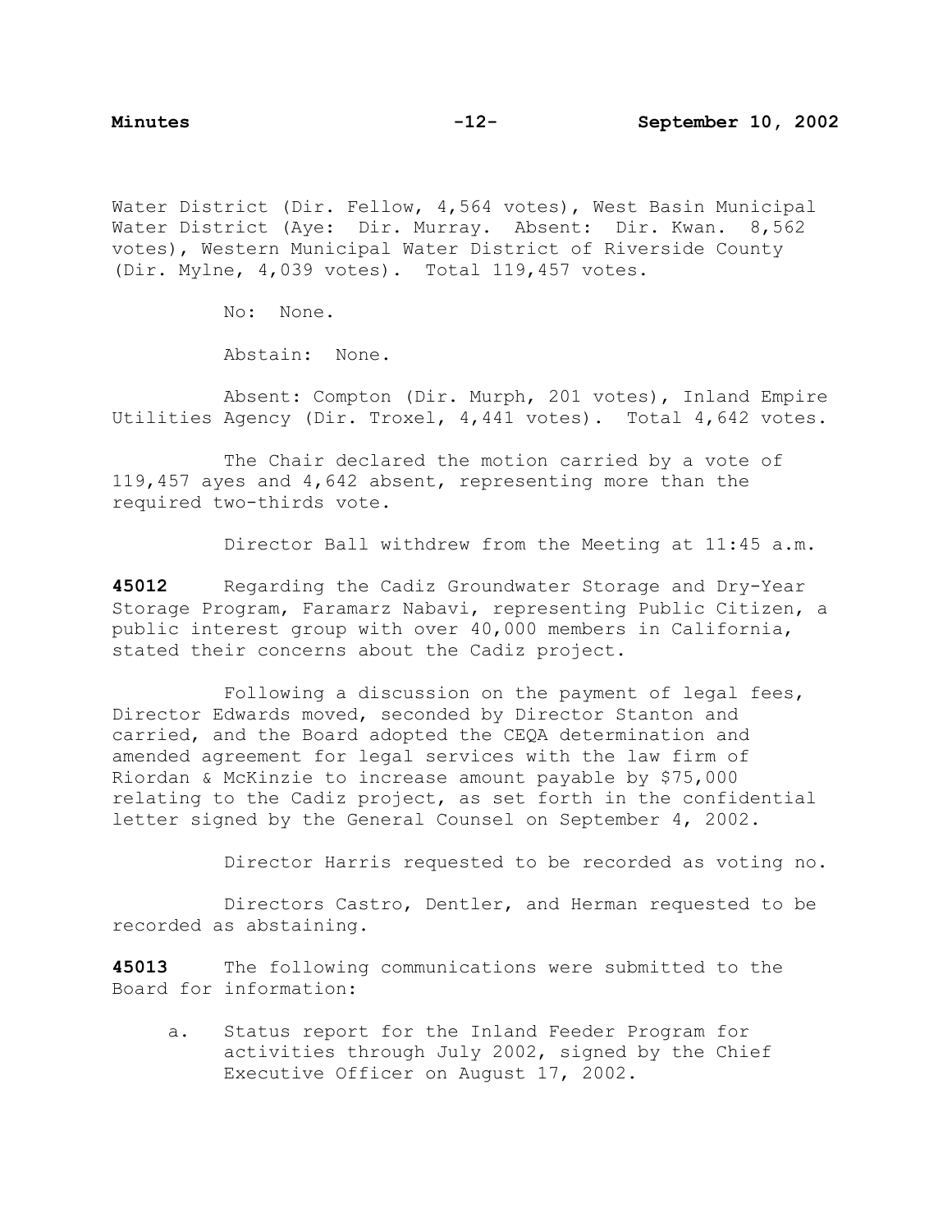Water District (Dir. Fellow, 4,564 votes), West Basin Municipal Water District (Aye: Dir. Murray. Absent: Dir. Kwan. 8,562 votes), Western Municipal Water District of Riverside County (Dir. Mylne, 4,039 votes). Total 119,457 votes.

No: None.

Abstain: None.

Absent: Compton (Dir. Murph, 201 votes), Inland Empire Utilities Agency (Dir. Troxel, 4,441 votes). Total 4,642 votes.

The Chair declared the motion carried by a vote of 119,457 ayes and 4,642 absent, representing more than the required two-thirds vote.

Director Ball withdrew from the Meeting at 11:45 a.m.

**45012** Regarding the Cadiz Groundwater Storage and Dry-Year Storage Program, Faramarz Nabavi, representing Public Citizen, a public interest group with over 40,000 members in California, stated their concerns about the Cadiz project.

Following a discussion on the payment of legal fees, Director Edwards moved, seconded by Director Stanton and carried, and the Board adopted the CEQA determination and amended agreement for legal services with the law firm of Riordan & McKinzie to increase amount payable by $75,000 relating to the Cadiz project, as set forth in the confidential letter signed by the General Counsel on September 4, 2002.

Director Harris requested to be recorded as voting no.

Directors Castro, Dentler, and Herman requested to be recorded as abstaining.

**45013** The following communications were submitted to the Board for information:

a. Status report for the Inland Feeder Program for activities through July 2002, signed by the Chief Executive Officer on August 17, 2002.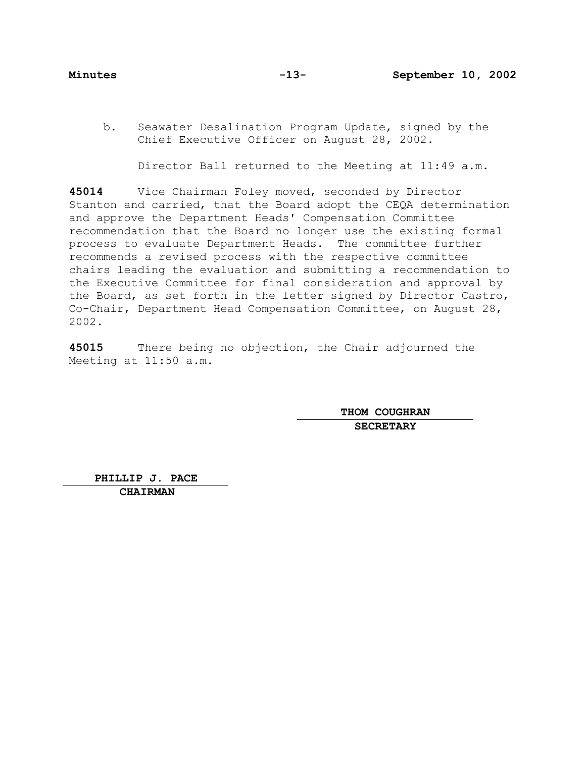b. Seawater Desalination Program Update, signed by the Chief Executive Officer on August 28, 2002.

Director Ball returned to the Meeting at 11:49 a.m.

**45014** Vice Chairman Foley moved, seconded by Director Stanton and carried, that the Board adopt the CEQA determination and approve the Department Heads' Compensation Committee recommendation that the Board no longer use the existing formal process to evaluate Department Heads. The committee further recommends a revised process with the respective committee chairs leading the evaluation and submitting a recommendation to the Executive Committee for final consideration and approval by the Board, as set forth in the letter signed by Director Castro, Co-Chair, Department Head Compensation Committee, on August 28, 2002.

**45015** There being no objection, the Chair adjourned the Meeting at 11:50 a.m.

**THOM COUGHRAN**
**SECRETARY**

**PHILLIP J. PACE**
**CHAIRMAN**